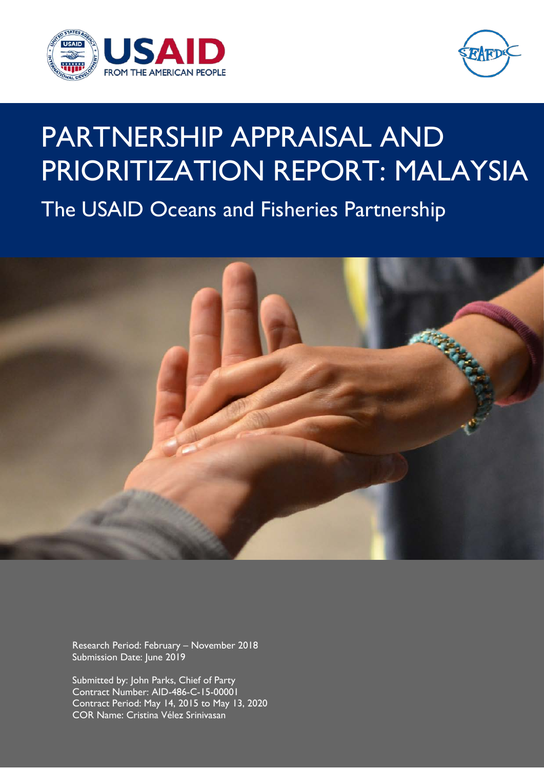# PARTNERSHIP APPRAISAL AND PRIORITIZATION REPORT: MALAYSIA

## The USAID Oceans and Fisheries Partnership

Research Period: February – November 2018
Submission Date: June 2019

Submitted by: John Parks, Chief of Party
Contract Number: AID-486-C-15-00001
Contract Period: May 14, 2015 to May 13, 2020
COR Name: Cristina Vélez Srinivasan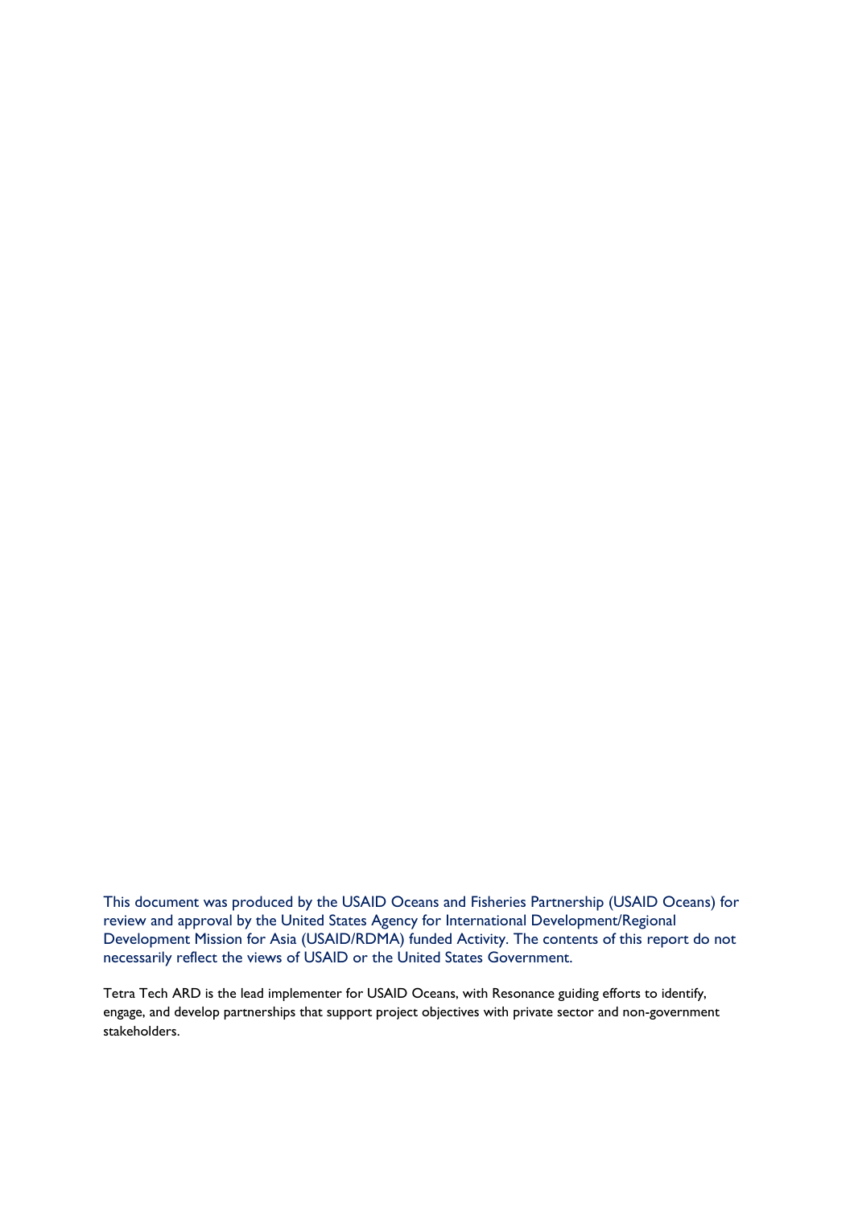This document was produced by the USAID Oceans and Fisheries Partnership (USAID Oceans) for review and approval by the United States Agency for International Development/Regional Development Mission for Asia (USAID/RDMA) funded Activity. The contents of this report do not necessarily reflect the views of USAID or the United States Government.

Tetra Tech ARD is the lead implementer for USAID Oceans, with Resonance guiding efforts to identify, engage, and develop partnerships that support project objectives with private sector and non-government stakeholders.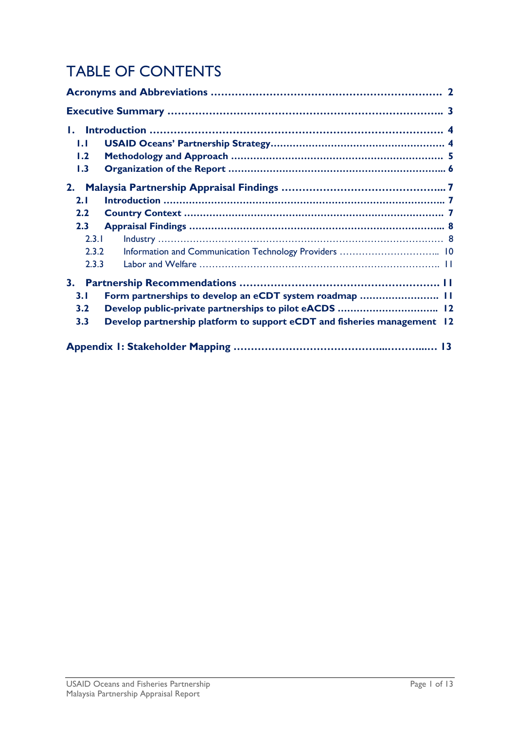# TABLE OF CONTENTS

**Acronyms and Abbreviations .................................................................... 2**

**Executive Summary ................................................................................. 3**

**1. Introduction ......................................................................................... 4**

- **1.1 USAID Oceans' Partnership Strategy............................................... 4**
- **1.2 Methodology and Approach ............................................................ 5**
- **1.3 Organization of the Report ............................................................. 6**

**2. Malaysia Partnership Appraisal Findings ............................................. 7**

- **2.1 Introduction ................................................................................... 7**
- **2.2 Country Context ............................................................................ 7**
- **2.3 Appraisal Findings ......................................................................... 8**
  - 2.3.1 Industry ...................................................................................... 8
  - 2.3.2 Information and Communication Technology Providers ............................ 10
  - 2.3.3 Labor and Welfare ........................................................................ 11

**3. Partnership Recommendations .......................................................... 11**

- **3.1 Form partnerships to develop an eCDT system roadmap ........................ 11**
- **3.2 Develop public-private partnerships to pilot eACDS ............................. 12**
- **3.3 Develop partnership platform to support eCDT and fisheries management 12**

**Appendix 1: Stakeholder Mapping ........................................................... 13**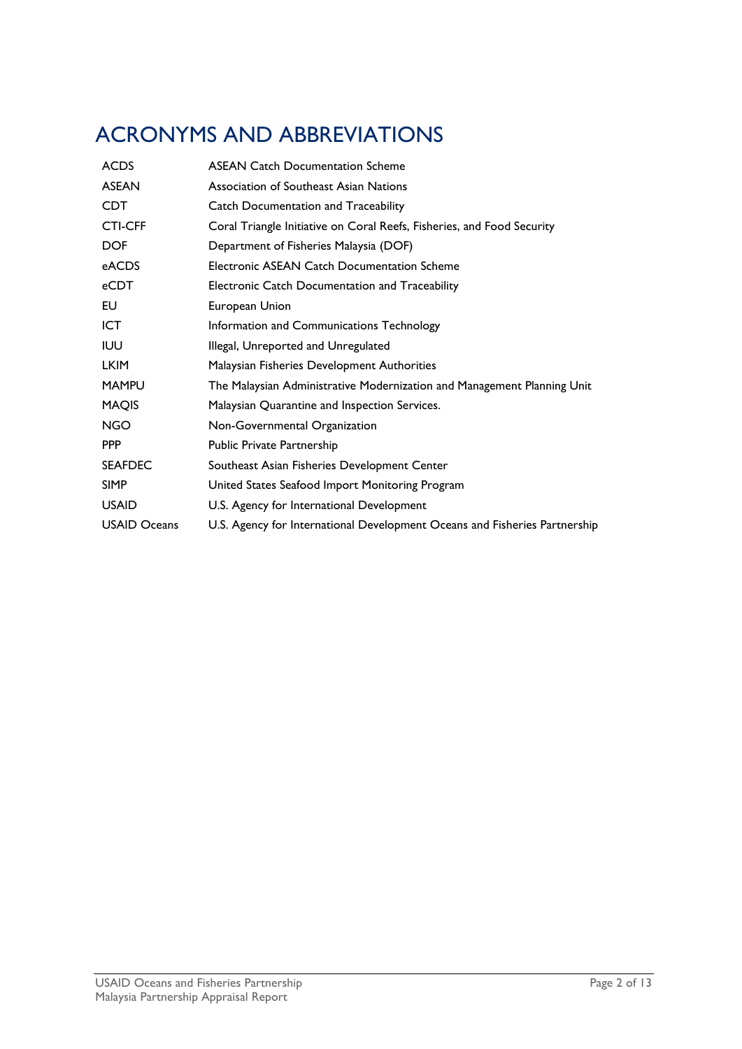# ACRONYMS AND ABBREVIATIONS

| | |
|---|---|
| ACDS | ASEAN Catch Documentation Scheme |
| ASEAN | Association of Southeast Asian Nations |
| CDT | Catch Documentation and Traceability |
| CTI-CFF | Coral Triangle Initiative on Coral Reefs, Fisheries, and Food Security |
| DOF | Department of Fisheries Malaysia (DOF) |
| eACDS | Electronic ASEAN Catch Documentation Scheme |
| eCDT | Electronic Catch Documentation and Traceability |
| EU | European Union |
| ICT | Information and Communications Technology |
| IUU | Illegal, Unreported and Unregulated |
| LKIM | Malaysian Fisheries Development Authorities |
| MAMPU | The Malaysian Administrative Modernization and Management Planning Unit |
| MAQIS | Malaysian Quarantine and Inspection Services. |
| NGO | Non-Governmental Organization |
| PPP | Public Private Partnership |
| SEAFDEC | Southeast Asian Fisheries Development Center |
| SIMP | United States Seafood Import Monitoring Program |
| USAID | U.S. Agency for International Development |
| USAID Oceans | U.S. Agency for International Development Oceans and Fisheries Partnership |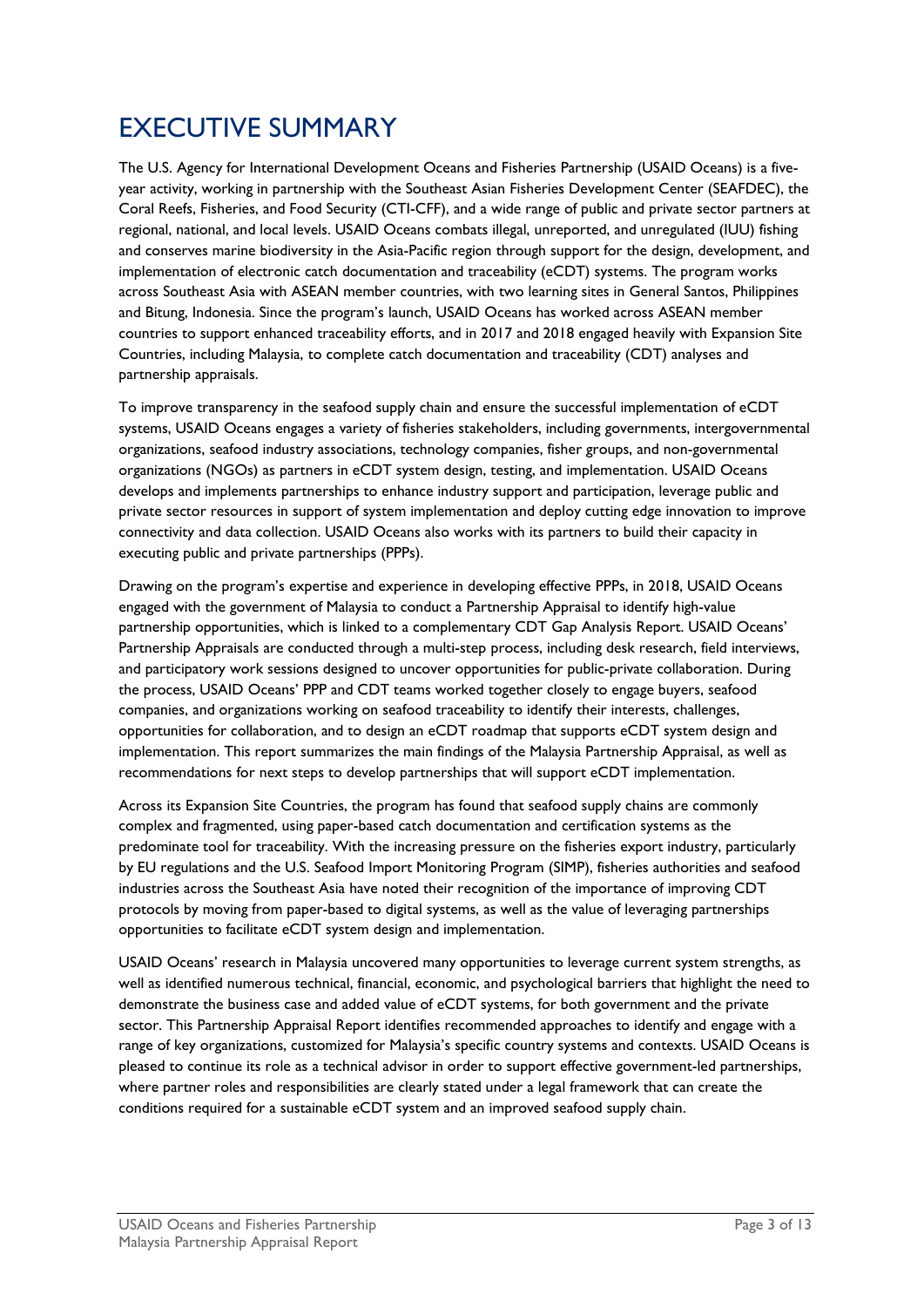# EXECUTIVE SUMMARY

The U.S. Agency for International Development Oceans and Fisheries Partnership (USAID Oceans) is a five-year activity, working in partnership with the Southeast Asian Fisheries Development Center (SEAFDEC), the Coral Reefs, Fisheries, and Food Security (CTI-CFF), and a wide range of public and private sector partners at regional, national, and local levels. USAID Oceans combats illegal, unreported, and unregulated (IUU) fishing and conserves marine biodiversity in the Asia-Pacific region through support for the design, development, and implementation of electronic catch documentation and traceability (eCDT) systems. The program works across Southeast Asia with ASEAN member countries, with two learning sites in General Santos, Philippines and Bitung, Indonesia. Since the program's launch, USAID Oceans has worked across ASEAN member countries to support enhanced traceability efforts, and in 2017 and 2018 engaged heavily with Expansion Site Countries, including Malaysia, to complete catch documentation and traceability (CDT) analyses and partnership appraisals.

To improve transparency in the seafood supply chain and ensure the successful implementation of eCDT systems, USAID Oceans engages a variety of fisheries stakeholders, including governments, intergovernmental organizations, seafood industry associations, technology companies, fisher groups, and non-governmental organizations (NGOs) as partners in eCDT system design, testing, and implementation. USAID Oceans develops and implements partnerships to enhance industry support and participation, leverage public and private sector resources in support of system implementation and deploy cutting edge innovation to improve connectivity and data collection. USAID Oceans also works with its partners to build their capacity in executing public and private partnerships (PPPs).

Drawing on the program's expertise and experience in developing effective PPPs, in 2018, USAID Oceans engaged with the government of Malaysia to conduct a Partnership Appraisal to identify high-value partnership opportunities, which is linked to a complementary CDT Gap Analysis Report. USAID Oceans' Partnership Appraisals are conducted through a multi-step process, including desk research, field interviews, and participatory work sessions designed to uncover opportunities for public-private collaboration. During the process, USAID Oceans' PPP and CDT teams worked together closely to engage buyers, seafood companies, and organizations working on seafood traceability to identify their interests, challenges, opportunities for collaboration, and to design an eCDT roadmap that supports eCDT system design and implementation. This report summarizes the main findings of the Malaysia Partnership Appraisal, as well as recommendations for next steps to develop partnerships that will support eCDT implementation.

Across its Expansion Site Countries, the program has found that seafood supply chains are commonly complex and fragmented, using paper-based catch documentation and certification systems as the predominate tool for traceability. With the increasing pressure on the fisheries export industry, particularly by EU regulations and the U.S. Seafood Import Monitoring Program (SIMP), fisheries authorities and seafood industries across the Southeast Asia have noted their recognition of the importance of improving CDT protocols by moving from paper-based to digital systems, as well as the value of leveraging partnerships opportunities to facilitate eCDT system design and implementation.

USAID Oceans' research in Malaysia uncovered many opportunities to leverage current system strengths, as well as identified numerous technical, financial, economic, and psychological barriers that highlight the need to demonstrate the business case and added value of eCDT systems, for both government and the private sector. This Partnership Appraisal Report identifies recommended approaches to identify and engage with a range of key organizations, customized for Malaysia's specific country systems and contexts. USAID Oceans is pleased to continue its role as a technical advisor in order to support effective government-led partnerships, where partner roles and responsibilities are clearly stated under a legal framework that can create the conditions required for a sustainable eCDT system and an improved seafood supply chain.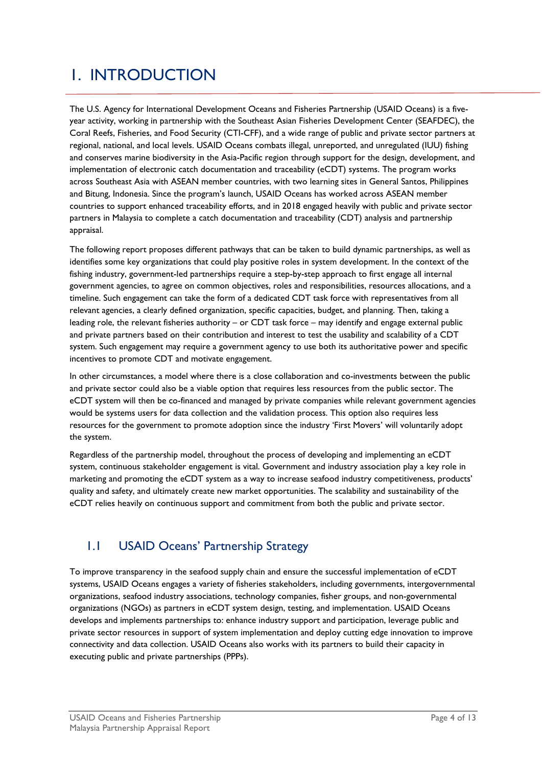# 1. INTRODUCTION

The U.S. Agency for International Development Oceans and Fisheries Partnership (USAID Oceans) is a five-year activity, working in partnership with the Southeast Asian Fisheries Development Center (SEAFDEC), the Coral Reefs, Fisheries, and Food Security (CTI-CFF), and a wide range of public and private sector partners at regional, national, and local levels. USAID Oceans combats illegal, unreported, and unregulated (IUU) fishing and conserves marine biodiversity in the Asia-Pacific region through support for the design, development, and implementation of electronic catch documentation and traceability (eCDT) systems. The program works across Southeast Asia with ASEAN member countries, with two learning sites in General Santos, Philippines and Bitung, Indonesia. Since the program's launch, USAID Oceans has worked across ASEAN member countries to support enhanced traceability efforts, and in 2018 engaged heavily with public and private sector partners in Malaysia to complete a catch documentation and traceability (CDT) analysis and partnership appraisal.

The following report proposes different pathways that can be taken to build dynamic partnerships, as well as identifies some key organizations that could play positive roles in system development. In the context of the fishing industry, government-led partnerships require a step-by-step approach to first engage all internal government agencies, to agree on common objectives, roles and responsibilities, resources allocations, and a timeline. Such engagement can take the form of a dedicated CDT task force with representatives from all relevant agencies, a clearly defined organization, specific capacities, budget, and planning. Then, taking a leading role, the relevant fisheries authority – or CDT task force – may identify and engage external public and private partners based on their contribution and interest to test the usability and scalability of a CDT system. Such engagement may require a government agency to use both its authoritative power and specific incentives to promote CDT and motivate engagement.

In other circumstances, a model where there is a close collaboration and co-investments between the public and private sector could also be a viable option that requires less resources from the public sector. The eCDT system will then be co-financed and managed by private companies while relevant government agencies would be systems users for data collection and the validation process. This option also requires less resources for the government to promote adoption since the industry 'First Movers' will voluntarily adopt the system.

Regardless of the partnership model, throughout the process of developing and implementing an eCDT system, continuous stakeholder engagement is vital. Government and industry association play a key role in marketing and promoting the eCDT system as a way to increase seafood industry competitiveness, products' quality and safety, and ultimately create new market opportunities. The scalability and sustainability of the eCDT relies heavily on continuous support and commitment from both the public and private sector.

## 1.1 USAID Oceans' Partnership Strategy

To improve transparency in the seafood supply chain and ensure the successful implementation of eCDT systems, USAID Oceans engages a variety of fisheries stakeholders, including governments, intergovernmental organizations, seafood industry associations, technology companies, fisher groups, and non-governmental organizations (NGOs) as partners in eCDT system design, testing, and implementation. USAID Oceans develops and implements partnerships to: enhance industry support and participation, leverage public and private sector resources in support of system implementation and deploy cutting edge innovation to improve connectivity and data collection. USAID Oceans also works with its partners to build their capacity in executing public and private partnerships (PPPs).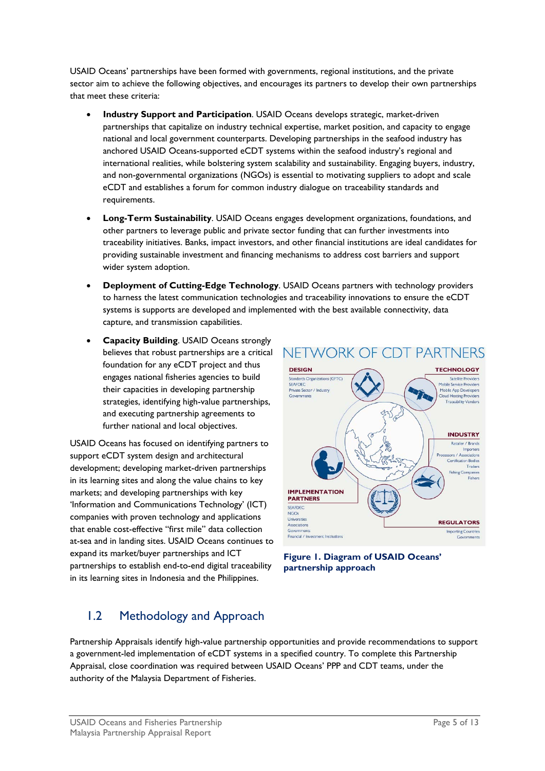USAID Oceans' partnerships have been formed with governments, regional institutions, and the private sector aim to achieve the following objectives, and encourages its partners to develop their own partnerships that meet these criteria:

- **Industry Support and Participation**. USAID Oceans develops strategic, market-driven partnerships that capitalize on industry technical expertise, market position, and capacity to engage national and local government counterparts. Developing partnerships in the seafood industry has anchored USAID Oceans-supported eCDT systems within the seafood industry's regional and international realities, while bolstering system scalability and sustainability. Engaging buyers, industry, and non-governmental organizations (NGOs) is essential to motivating suppliers to adopt and scale eCDT and establishes a forum for common industry dialogue on traceability standards and requirements.
- **Long-Term Sustainability**. USAID Oceans engages development organizations, foundations, and other partners to leverage public and private sector funding that can further investments into traceability initiatives. Banks, impact investors, and other financial institutions are ideal candidates for providing sustainable investment and financing mechanisms to address cost barriers and support wider system adoption.
- **Deployment of Cutting-Edge Technology**. USAID Oceans partners with technology providers to harness the latest communication technologies and traceability innovations to ensure the eCDT systems is supports are developed and implemented with the best available connectivity, data capture, and transmission capabilities.
- **Capacity Building**. USAID Oceans strongly believes that robust partnerships are a critical foundation for any eCDT project and thus engages national fisheries agencies to build their capacities in developing partnership strategies, identifying high-value partnerships, and executing partnership agreements to further national and local objectives.

USAID Oceans has focused on identifying partners to support eCDT system design and architectural development; developing market-driven partnerships in its learning sites and along the value chains to key markets; and developing partnerships with key 'Information and Communications Technology' (ICT) companies with proven technology and applications that enable cost-effective "first mile" data collection at-sea and in landing sites. USAID Oceans continues to expand its market/buyer partnerships and ICT partnerships to establish end-to-end digital traceability in its learning sites in Indonesia and the Philippines.

NETWORK OF CDT PARTNERS

DESIGN: Standards Organizations (GFTC), SEAFDEC, Private Sector / Industry, Governments

TECHNOLOGY: Satellite Providers, Mobile Service Providers, Mobile App Developers, Cloud Hosting Providers, Traceability Vendors

INDUSTRY: Retailer / Brands, Importers, Processors / Associations, Certification Bodies, Traders, Fishing Companies, Fishers

IMPLEMENTATION PARTNERS: SEAFDEC, NGOs, Universities, Associations, Governments, Financial / Investment Institutions

REGULATORS: Importing Countries, Governments

**Figure 1. Diagram of USAID Oceans' partnership approach**

## 1.2 Methodology and Approach

Partnership Appraisals identify high-value partnership opportunities and provide recommendations to support a government-led implementation of eCDT systems in a specified country. To complete this Partnership Appraisal, close coordination was required between USAID Oceans' PPP and CDT teams, under the authority of the Malaysia Department of Fisheries.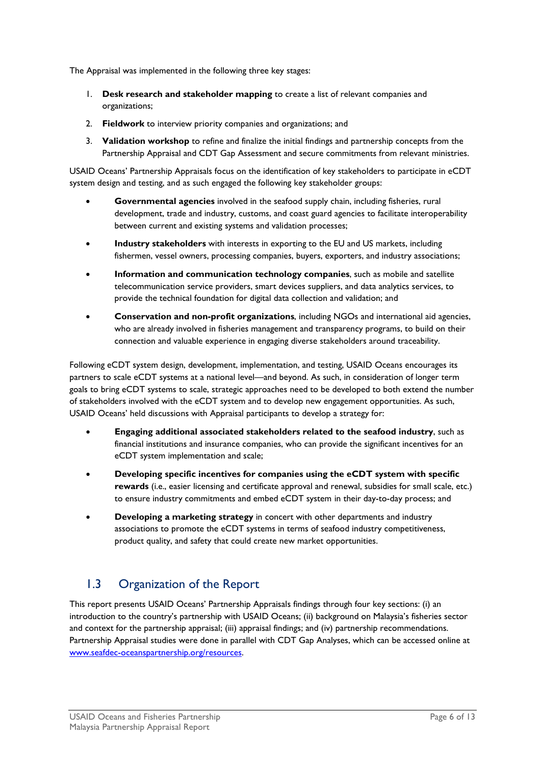The Appraisal was implemented in the following three key stages:

1. **Desk research and stakeholder mapping** to create a list of relevant companies and organizations;
2. **Fieldwork** to interview priority companies and organizations; and
3. **Validation workshop** to refine and finalize the initial findings and partnership concepts from the Partnership Appraisal and CDT Gap Assessment and secure commitments from relevant ministries.

USAID Oceans' Partnership Appraisals focus on the identification of key stakeholders to participate in eCDT system design and testing, and as such engaged the following key stakeholder groups:

- **Governmental agencies** involved in the seafood supply chain, including fisheries, rural development, trade and industry, customs, and coast guard agencies to facilitate interoperability between current and existing systems and validation processes;
- **Industry stakeholders** with interests in exporting to the EU and US markets, including fishermen, vessel owners, processing companies, buyers, exporters, and industry associations;
- **Information and communication technology companies**, such as mobile and satellite telecommunication service providers, smart devices suppliers, and data analytics services, to provide the technical foundation for digital data collection and validation; and
- **Conservation and non-profit organizations**, including NGOs and international aid agencies, who are already involved in fisheries management and transparency programs, to build on their connection and valuable experience in engaging diverse stakeholders around traceability.

Following eCDT system design, development, implementation, and testing, USAID Oceans encourages its partners to scale eCDT systems at a national level—and beyond. As such, in consideration of longer term goals to bring eCDT systems to scale, strategic approaches need to be developed to both extend the number of stakeholders involved with the eCDT system and to develop new engagement opportunities. As such, USAID Oceans' held discussions with Appraisal participants to develop a strategy for:

- **Engaging additional associated stakeholders related to the seafood industry**, such as financial institutions and insurance companies, who can provide the significant incentives for an eCDT system implementation and scale;
- **Developing specific incentives for companies using the eCDT system with specific rewards** (i.e., easier licensing and certificate approval and renewal, subsidies for small scale, etc.) to ensure industry commitments and embed eCDT system in their day-to-day process; and
- **Developing a marketing strategy** in concert with other departments and industry associations to promote the eCDT systems in terms of seafood industry competitiveness, product quality, and safety that could create new market opportunities.

## 1.3 Organization of the Report

This report presents USAID Oceans' Partnership Appraisals findings through four key sections: (i) an introduction to the country's partnership with USAID Oceans; (ii) background on Malaysia's fisheries sector and context for the partnership appraisal; (iii) appraisal findings; and (iv) partnership recommendations. Partnership Appraisal studies were done in parallel with CDT Gap Analyses, which can be accessed online at [www.seafdec-oceanspartnership.org/resources](www.seafdec-oceanspartnership.org/resources).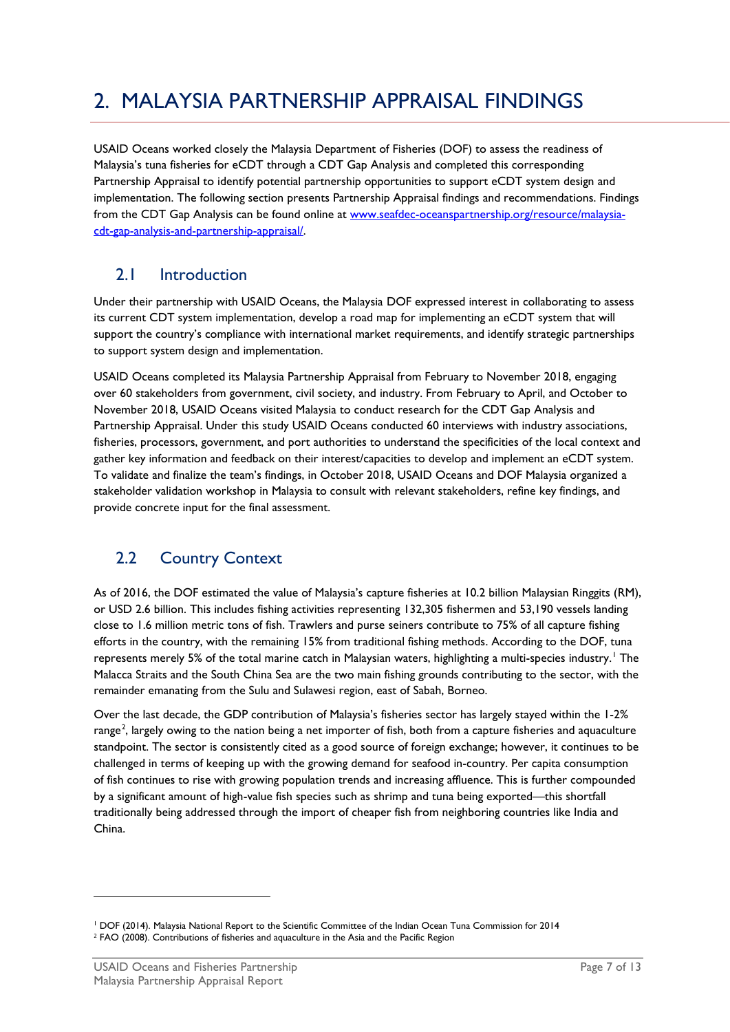# 2. MALAYSIA PARTNERSHIP APPRAISAL FINDINGS

USAID Oceans worked closely the Malaysia Department of Fisheries (DOF) to assess the readiness of Malaysia's tuna fisheries for eCDT through a CDT Gap Analysis and completed this corresponding Partnership Appraisal to identify potential partnership opportunities to support eCDT system design and implementation. The following section presents Partnership Appraisal findings and recommendations. Findings from the CDT Gap Analysis can be found online at [www.seafdec-oceanspartnership.org/resource/malaysia-cdt-gap-analysis-and-partnership-appraisal/](www.seafdec-oceanspartnership.org/resource/malaysia-cdt-gap-analysis-and-partnership-appraisal/).

## 2.1 Introduction

Under their partnership with USAID Oceans, the Malaysia DOF expressed interest in collaborating to assess its current CDT system implementation, develop a road map for implementing an eCDT system that will support the country's compliance with international market requirements, and identify strategic partnerships to support system design and implementation.

USAID Oceans completed its Malaysia Partnership Appraisal from February to November 2018, engaging over 60 stakeholders from government, civil society, and industry. From February to April, and October to November 2018, USAID Oceans visited Malaysia to conduct research for the CDT Gap Analysis and Partnership Appraisal. Under this study USAID Oceans conducted 60 interviews with industry associations, fisheries, processors, government, and port authorities to understand the specificities of the local context and gather key information and feedback on their interest/capacities to develop and implement an eCDT system. To validate and finalize the team's findings, in October 2018, USAID Oceans and DOF Malaysia organized a stakeholder validation workshop in Malaysia to consult with relevant stakeholders, refine key findings, and provide concrete input for the final assessment.

## 2.2 Country Context

As of 2016, the DOF estimated the value of Malaysia's capture fisheries at 10.2 billion Malaysian Ringgits (RM), or USD 2.6 billion. This includes fishing activities representing 132,305 fishermen and 53,190 vessels landing close to 1.6 million metric tons of fish. Trawlers and purse seiners contribute to 75% of all capture fishing efforts in the country, with the remaining 15% from traditional fishing methods. According to the DOF, tuna represents merely 5% of the total marine catch in Malaysian waters, highlighting a multi-species industry.[1] The Malacca Straits and the South China Sea are the two main fishing grounds contributing to the sector, with the remainder emanating from the Sulu and Sulawesi region, east of Sabah, Borneo.

Over the last decade, the GDP contribution of Malaysia's fisheries sector has largely stayed within the 1-2% range[2], largely owing to the nation being a net importer of fish, both from a capture fisheries and aquaculture standpoint. The sector is consistently cited as a good source of foreign exchange; however, it continues to be challenged in terms of keeping up with the growing demand for seafood in-country. Per capita consumption of fish continues to rise with growing population trends and increasing affluence. This is further compounded by a significant amount of high-value fish species such as shrimp and tuna being exported—this shortfall traditionally being addressed through the import of cheaper fish from neighboring countries like India and China.

---

[1] DOF (2014). Malaysia National Report to the Scientific Committee of the Indian Ocean Tuna Commission for 2014

[2] FAO (2008). Contributions of fisheries and aquaculture in the Asia and the Pacific Region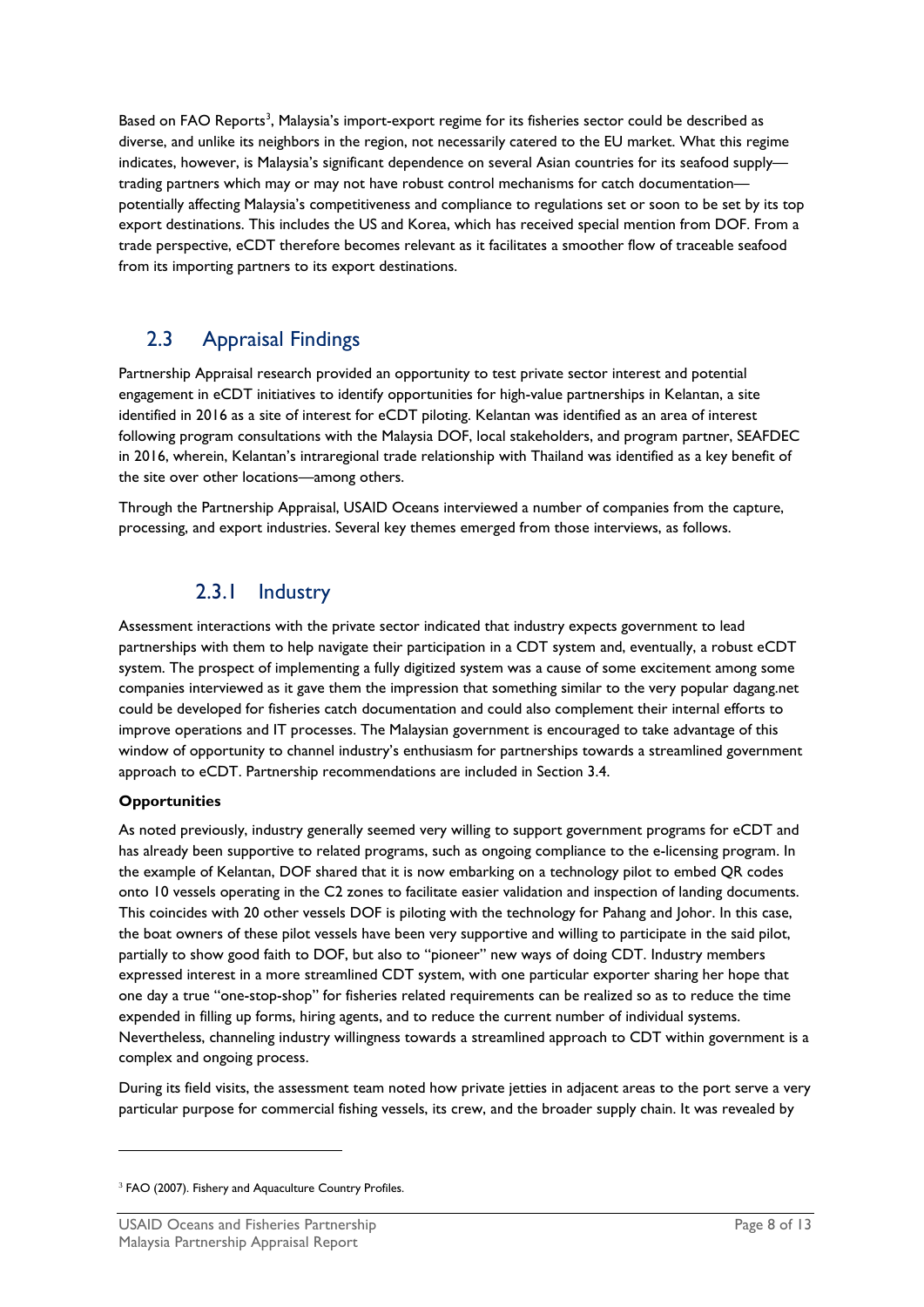Based on FAO Reports[3], Malaysia's import-export regime for its fisheries sector could be described as diverse, and unlike its neighbors in the region, not necessarily catered to the EU market. What this regime indicates, however, is Malaysia's significant dependence on several Asian countries for its seafood supply—trading partners which may or may not have robust control mechanisms for catch documentation—potentially affecting Malaysia's competitiveness and compliance to regulations set or soon to be set by its top export destinations. This includes the US and Korea, which has received special mention from DOF. From a trade perspective, eCDT therefore becomes relevant as it facilitates a smoother flow of traceable seafood from its importing partners to its export destinations.

## 2.3 Appraisal Findings

Partnership Appraisal research provided an opportunity to test private sector interest and potential engagement in eCDT initiatives to identify opportunities for high-value partnerships in Kelantan, a site identified in 2016 as a site of interest for eCDT piloting. Kelantan was identified as an area of interest following program consultations with the Malaysia DOF, local stakeholders, and program partner, SEAFDEC in 2016, wherein, Kelantan's intraregional trade relationship with Thailand was identified as a key benefit of the site over other locations—among others.

Through the Partnership Appraisal, USAID Oceans interviewed a number of companies from the capture, processing, and export industries. Several key themes emerged from those interviews, as follows.

### 2.3.1 Industry

Assessment interactions with the private sector indicated that industry expects government to lead partnerships with them to help navigate their participation in a CDT system and, eventually, a robust eCDT system. The prospect of implementing a fully digitized system was a cause of some excitement among some companies interviewed as it gave them the impression that something similar to the very popular dagang.net could be developed for fisheries catch documentation and could also complement their internal efforts to improve operations and IT processes. The Malaysian government is encouraged to take advantage of this window of opportunity to channel industry's enthusiasm for partnerships towards a streamlined government approach to eCDT. Partnership recommendations are included in Section 3.4.

**Opportunities**

As noted previously, industry generally seemed very willing to support government programs for eCDT and has already been supportive to related programs, such as ongoing compliance to the e-licensing program. In the example of Kelantan, DOF shared that it is now embarking on a technology pilot to embed QR codes onto 10 vessels operating in the C2 zones to facilitate easier validation and inspection of landing documents. This coincides with 20 other vessels DOF is piloting with the technology for Pahang and Johor. In this case, the boat owners of these pilot vessels have been very supportive and willing to participate in the said pilot, partially to show good faith to DOF, but also to "pioneer" new ways of doing CDT. Industry members expressed interest in a more streamlined CDT system, with one particular exporter sharing her hope that one day a true "one-stop-shop" for fisheries related requirements can be realized so as to reduce the time expended in filling up forms, hiring agents, and to reduce the current number of individual systems. Nevertheless, channeling industry willingness towards a streamlined approach to CDT within government is a complex and ongoing process.

During its field visits, the assessment team noted how private jetties in adjacent areas to the port serve a very particular purpose for commercial fishing vessels, its crew, and the broader supply chain. It was revealed by

[3] FAO (2007). Fishery and Aquaculture Country Profiles.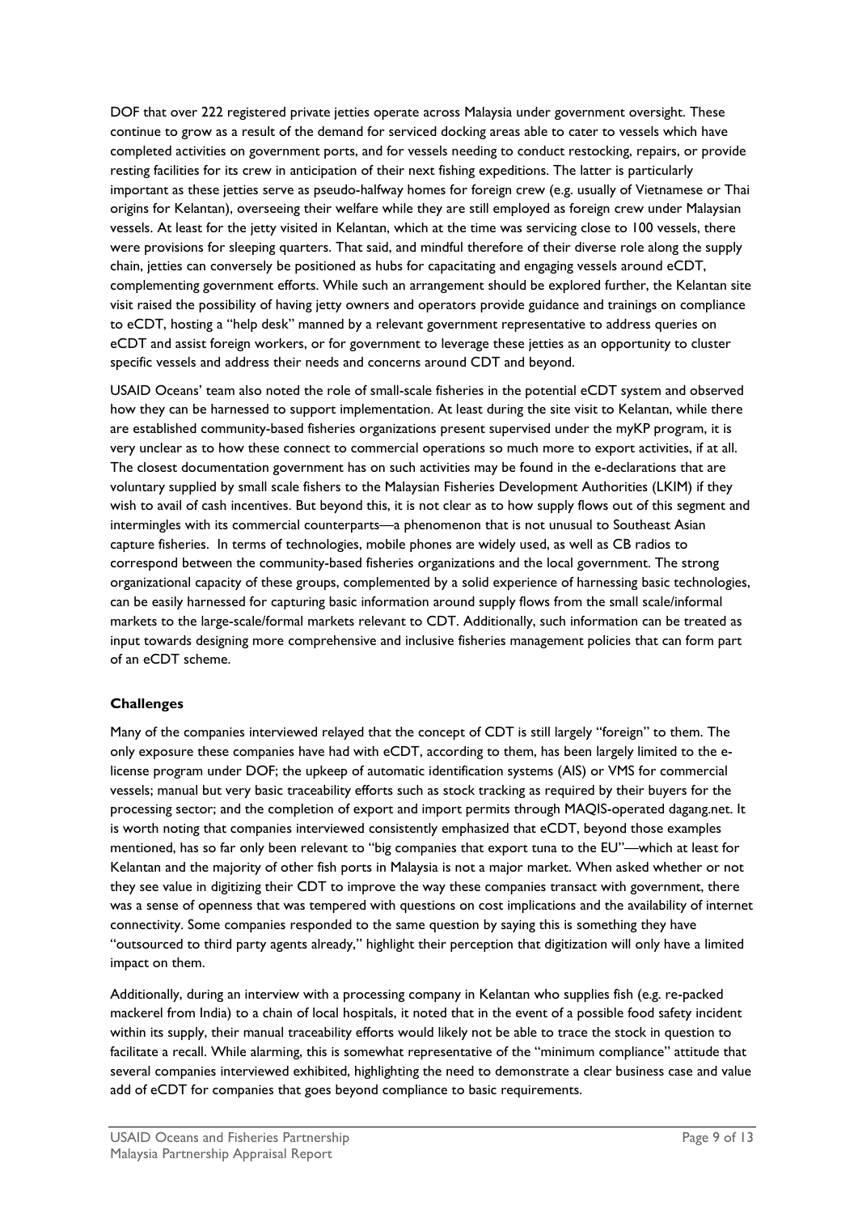DOF that over 222 registered private jetties operate across Malaysia under government oversight. These continue to grow as a result of the demand for serviced docking areas able to cater to vessels which have completed activities on government ports, and for vessels needing to conduct restocking, repairs, or provide resting facilities for its crew in anticipation of their next fishing expeditions. The latter is particularly important as these jetties serve as pseudo-halfway homes for foreign crew (e.g. usually of Vietnamese or Thai origins for Kelantan), overseeing their welfare while they are still employed as foreign crew under Malaysian vessels. At least for the jetty visited in Kelantan, which at the time was servicing close to 100 vessels, there were provisions for sleeping quarters. That said, and mindful therefore of their diverse role along the supply chain, jetties can conversely be positioned as hubs for capacitating and engaging vessels around eCDT, complementing government efforts. While such an arrangement should be explored further, the Kelantan site visit raised the possibility of having jetty owners and operators provide guidance and trainings on compliance to eCDT, hosting a "help desk" manned by a relevant government representative to address queries on eCDT and assist foreign workers, or for government to leverage these jetties as an opportunity to cluster specific vessels and address their needs and concerns around CDT and beyond.

USAID Oceans' team also noted the role of small-scale fisheries in the potential eCDT system and observed how they can be harnessed to support implementation. At least during the site visit to Kelantan, while there are established community-based fisheries organizations present supervised under the myKP program, it is very unclear as to how these connect to commercial operations so much more to export activities, if at all. The closest documentation government has on such activities may be found in the e-declarations that are voluntary supplied by small scale fishers to the Malaysian Fisheries Development Authorities (LKIM) if they wish to avail of cash incentives. But beyond this, it is not clear as to how supply flows out of this segment and intermingles with its commercial counterparts—a phenomenon that is not unusual to Southeast Asian capture fisheries. In terms of technologies, mobile phones are widely used, as well as CB radios to correspond between the community-based fisheries organizations and the local government. The strong organizational capacity of these groups, complemented by a solid experience of harnessing basic technologies, can be easily harnessed for capturing basic information around supply flows from the small scale/informal markets to the large-scale/formal markets relevant to CDT. Additionally, such information can be treated as input towards designing more comprehensive and inclusive fisheries management policies that can form part of an eCDT scheme.

**Challenges**

Many of the companies interviewed relayed that the concept of CDT is still largely "foreign" to them. The only exposure these companies have had with eCDT, according to them, has been largely limited to the e-license program under DOF; the upkeep of automatic identification systems (AIS) or VMS for commercial vessels; manual but very basic traceability efforts such as stock tracking as required by their buyers for the processing sector; and the completion of export and import permits through MAQIS-operated dagang.net. It is worth noting that companies interviewed consistently emphasized that eCDT, beyond those examples mentioned, has so far only been relevant to "big companies that export tuna to the EU"—which at least for Kelantan and the majority of other fish ports in Malaysia is not a major market. When asked whether or not they see value in digitizing their CDT to improve the way these companies transact with government, there was a sense of openness that was tempered with questions on cost implications and the availability of internet connectivity. Some companies responded to the same question by saying this is something they have "outsourced to third party agents already," highlight their perception that digitization will only have a limited impact on them.

Additionally, during an interview with a processing company in Kelantan who supplies fish (e.g. re-packed mackerel from India) to a chain of local hospitals, it noted that in the event of a possible food safety incident within its supply, their manual traceability efforts would likely not be able to trace the stock in question to facilitate a recall. While alarming, this is somewhat representative of the "minimum compliance" attitude that several companies interviewed exhibited, highlighting the need to demonstrate a clear business case and value add of eCDT for companies that goes beyond compliance to basic requirements.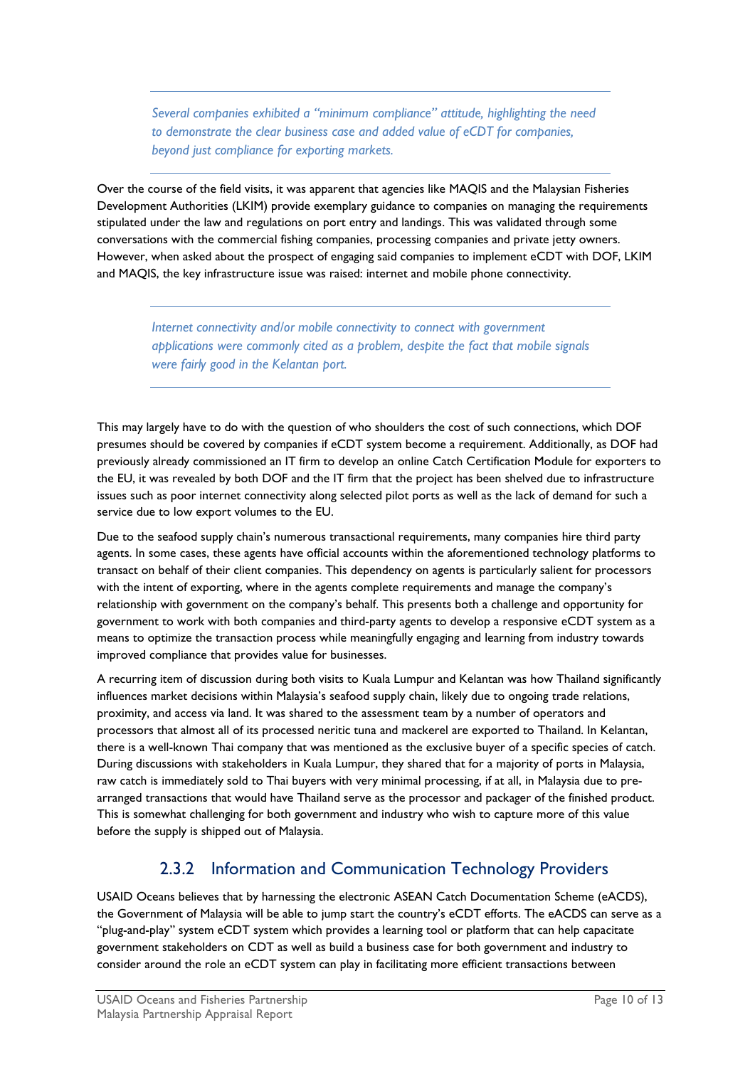*Several companies exhibited a "minimum compliance" attitude, highlighting the need to demonstrate the clear business case and added value of eCDT for companies, beyond just compliance for exporting markets.*

Over the course of the field visits, it was apparent that agencies like MAQIS and the Malaysian Fisheries Development Authorities (LKIM) provide exemplary guidance to companies on managing the requirements stipulated under the law and regulations on port entry and landings. This was validated through some conversations with the commercial fishing companies, processing companies and private jetty owners. However, when asked about the prospect of engaging said companies to implement eCDT with DOF, LKIM and MAQIS, the key infrastructure issue was raised: internet and mobile phone connectivity.

*Internet connectivity and/or mobile connectivity to connect with government applications were commonly cited as a problem, despite the fact that mobile signals were fairly good in the Kelantan port.*

This may largely have to do with the question of who shoulders the cost of such connections, which DOF presumes should be covered by companies if eCDT system become a requirement. Additionally, as DOF had previously already commissioned an IT firm to develop an online Catch Certification Module for exporters to the EU, it was revealed by both DOF and the IT firm that the project has been shelved due to infrastructure issues such as poor internet connectivity along selected pilot ports as well as the lack of demand for such a service due to low export volumes to the EU.

Due to the seafood supply chain's numerous transactional requirements, many companies hire third party agents. In some cases, these agents have official accounts within the aforementioned technology platforms to transact on behalf of their client companies. This dependency on agents is particularly salient for processors with the intent of exporting, where in the agents complete requirements and manage the company's relationship with government on the company's behalf. This presents both a challenge and opportunity for government to work with both companies and third-party agents to develop a responsive eCDT system as a means to optimize the transaction process while meaningfully engaging and learning from industry towards improved compliance that provides value for businesses.

A recurring item of discussion during both visits to Kuala Lumpur and Kelantan was how Thailand significantly influences market decisions within Malaysia's seafood supply chain, likely due to ongoing trade relations, proximity, and access via land. It was shared to the assessment team by a number of operators and processors that almost all of its processed neritic tuna and mackerel are exported to Thailand. In Kelantan, there is a well-known Thai company that was mentioned as the exclusive buyer of a specific species of catch. During discussions with stakeholders in Kuala Lumpur, they shared that for a majority of ports in Malaysia, raw catch is immediately sold to Thai buyers with very minimal processing, if at all, in Malaysia due to pre-arranged transactions that would have Thailand serve as the processor and packager of the finished product. This is somewhat challenging for both government and industry who wish to capture more of this value before the supply is shipped out of Malaysia.

### 2.3.2 Information and Communication Technology Providers

USAID Oceans believes that by harnessing the electronic ASEAN Catch Documentation Scheme (eACDS), the Government of Malaysia will be able to jump start the country's eCDT efforts. The eACDS can serve as a "plug-and-play" system eCDT system which provides a learning tool or platform that can help capacitate government stakeholders on CDT as well as build a business case for both government and industry to consider around the role an eCDT system can play in facilitating more efficient transactions between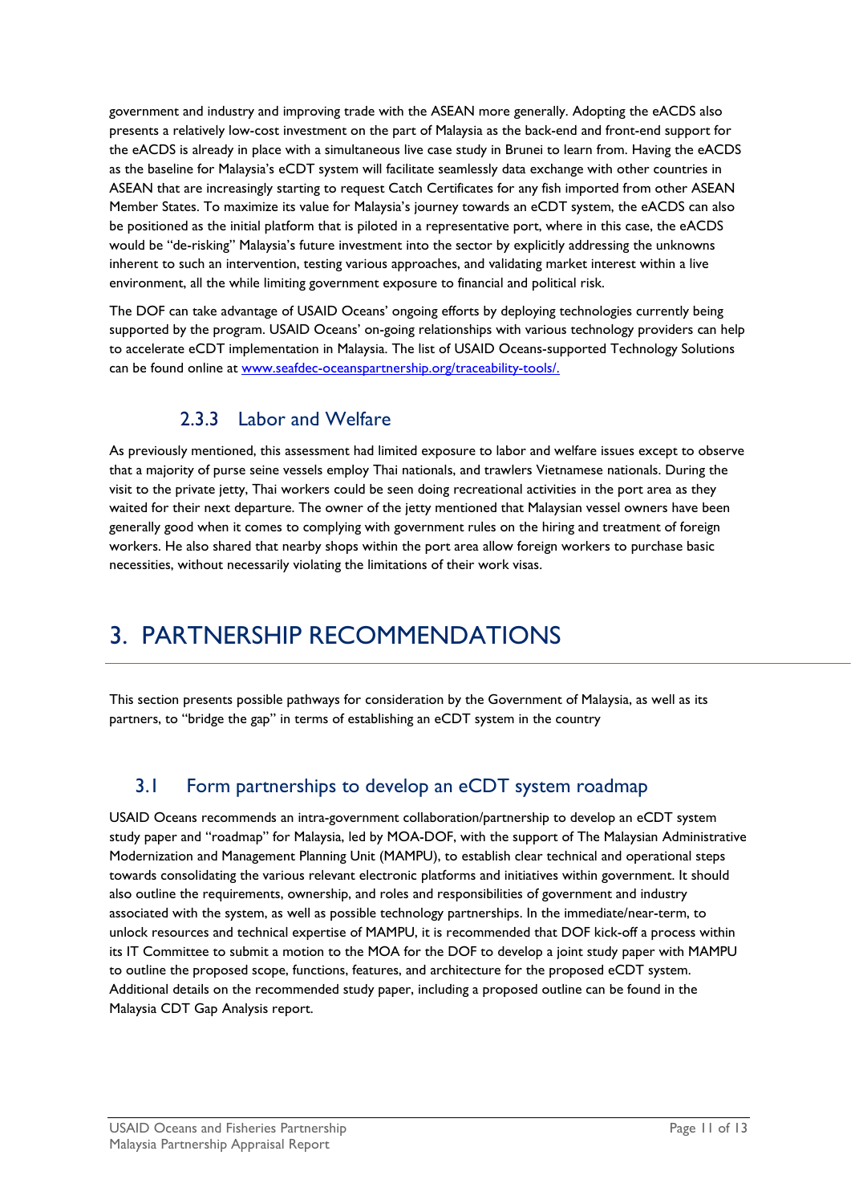government and industry and improving trade with the ASEAN more generally. Adopting the eACDS also presents a relatively low-cost investment on the part of Malaysia as the back-end and front-end support for the eACDS is already in place with a simultaneous live case study in Brunei to learn from. Having the eACDS as the baseline for Malaysia's eCDT system will facilitate seamlessly data exchange with other countries in ASEAN that are increasingly starting to request Catch Certificates for any fish imported from other ASEAN Member States. To maximize its value for Malaysia's journey towards an eCDT system, the eACDS can also be positioned as the initial platform that is piloted in a representative port, where in this case, the eACDS would be "de-risking" Malaysia's future investment into the sector by explicitly addressing the unknowns inherent to such an intervention, testing various approaches, and validating market interest within a live environment, all the while limiting government exposure to financial and political risk.

The DOF can take advantage of USAID Oceans' ongoing efforts by deploying technologies currently being supported by the program. USAID Oceans' on-going relationships with various technology providers can help to accelerate eCDT implementation in Malaysia. The list of USAID Oceans-supported Technology Solutions can be found online at [www.seafdec-oceanspartnership.org/traceability-tools/.](http://www.seafdec-oceanspartnership.org/traceability-tools/)

### 2.3.3 Labor and Welfare

As previously mentioned, this assessment had limited exposure to labor and welfare issues except to observe that a majority of purse seine vessels employ Thai nationals, and trawlers Vietnamese nationals. During the visit to the private jetty, Thai workers could be seen doing recreational activities in the port area as they waited for their next departure. The owner of the jetty mentioned that Malaysian vessel owners have been generally good when it comes to complying with government rules on the hiring and treatment of foreign workers. He also shared that nearby shops within the port area allow foreign workers to purchase basic necessities, without necessarily violating the limitations of their work visas.

# 3. PARTNERSHIP RECOMMENDATIONS

This section presents possible pathways for consideration by the Government of Malaysia, as well as its partners, to "bridge the gap" in terms of establishing an eCDT system in the country

## 3.1 Form partnerships to develop an eCDT system roadmap

USAID Oceans recommends an intra-government collaboration/partnership to develop an eCDT system study paper and "roadmap" for Malaysia, led by MOA-DOF, with the support of The Malaysian Administrative Modernization and Management Planning Unit (MAMPU), to establish clear technical and operational steps towards consolidating the various relevant electronic platforms and initiatives within government. It should also outline the requirements, ownership, and roles and responsibilities of government and industry associated with the system, as well as possible technology partnerships. In the immediate/near-term, to unlock resources and technical expertise of MAMPU, it is recommended that DOF kick-off a process within its IT Committee to submit a motion to the MOA for the DOF to develop a joint study paper with MAMPU to outline the proposed scope, functions, features, and architecture for the proposed eCDT system. Additional details on the recommended study paper, including a proposed outline can be found in the Malaysia CDT Gap Analysis report.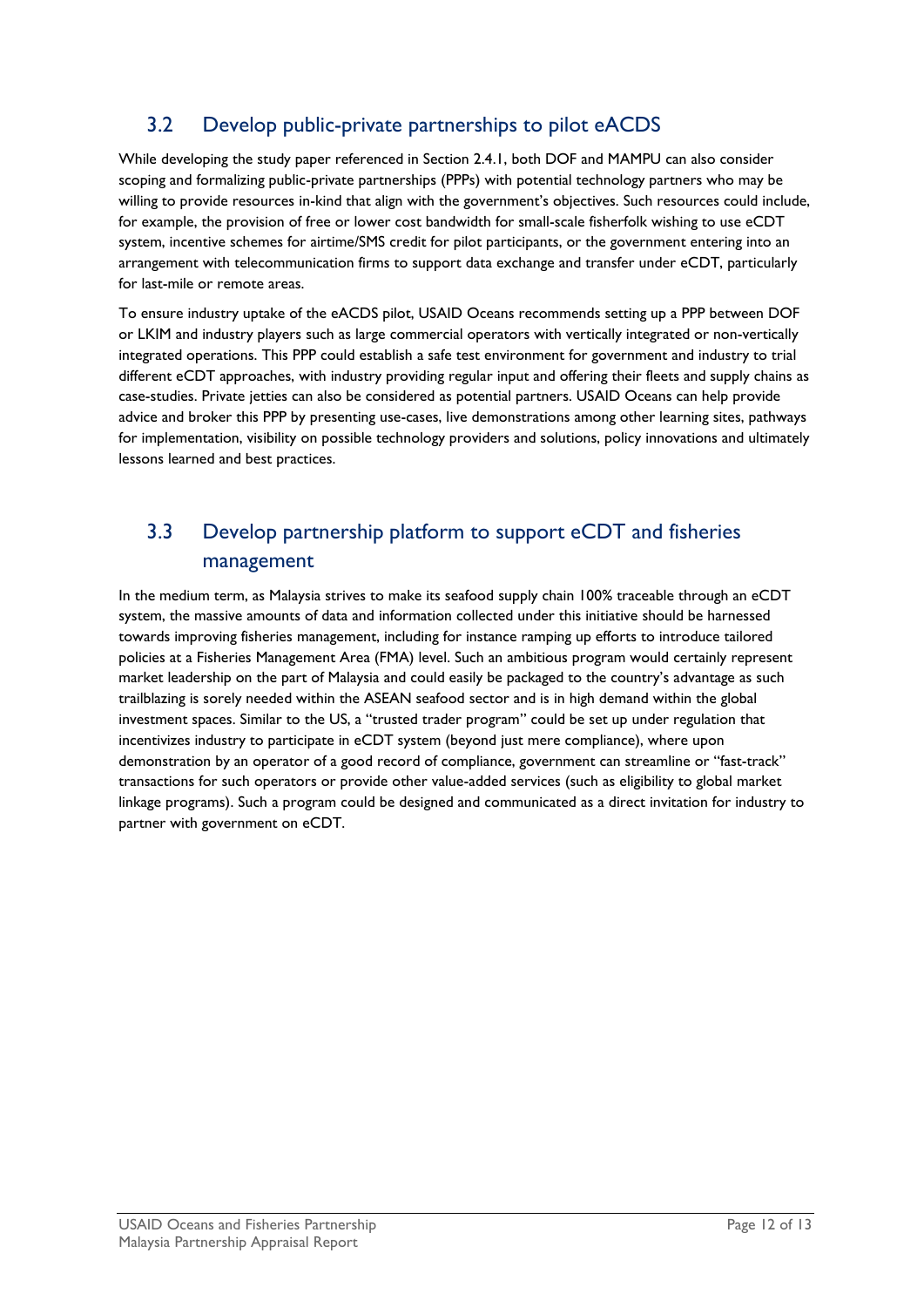## 3.2 Develop public-private partnerships to pilot eACDS

While developing the study paper referenced in Section 2.4.1, both DOF and MAMPU can also consider scoping and formalizing public-private partnerships (PPPs) with potential technology partners who may be willing to provide resources in-kind that align with the government's objectives. Such resources could include, for example, the provision of free or lower cost bandwidth for small-scale fisherfolk wishing to use eCDT system, incentive schemes for airtime/SMS credit for pilot participants, or the government entering into an arrangement with telecommunication firms to support data exchange and transfer under eCDT, particularly for last-mile or remote areas.

To ensure industry uptake of the eACDS pilot, USAID Oceans recommends setting up a PPP between DOF or LKIM and industry players such as large commercial operators with vertically integrated or non-vertically integrated operations. This PPP could establish a safe test environment for government and industry to trial different eCDT approaches, with industry providing regular input and offering their fleets and supply chains as case-studies. Private jetties can also be considered as potential partners. USAID Oceans can help provide advice and broker this PPP by presenting use-cases, live demonstrations among other learning sites, pathways for implementation, visibility on possible technology providers and solutions, policy innovations and ultimately lessons learned and best practices.

## 3.3 Develop partnership platform to support eCDT and fisheries management

In the medium term, as Malaysia strives to make its seafood supply chain 100% traceable through an eCDT system, the massive amounts of data and information collected under this initiative should be harnessed towards improving fisheries management, including for instance ramping up efforts to introduce tailored policies at a Fisheries Management Area (FMA) level. Such an ambitious program would certainly represent market leadership on the part of Malaysia and could easily be packaged to the country's advantage as such trailblazing is sorely needed within the ASEAN seafood sector and is in high demand within the global investment spaces. Similar to the US, a "trusted trader program" could be set up under regulation that incentivizes industry to participate in eCDT system (beyond just mere compliance), where upon demonstration by an operator of a good record of compliance, government can streamline or "fast-track" transactions for such operators or provide other value-added services (such as eligibility to global market linkage programs). Such a program could be designed and communicated as a direct invitation for industry to partner with government on eCDT.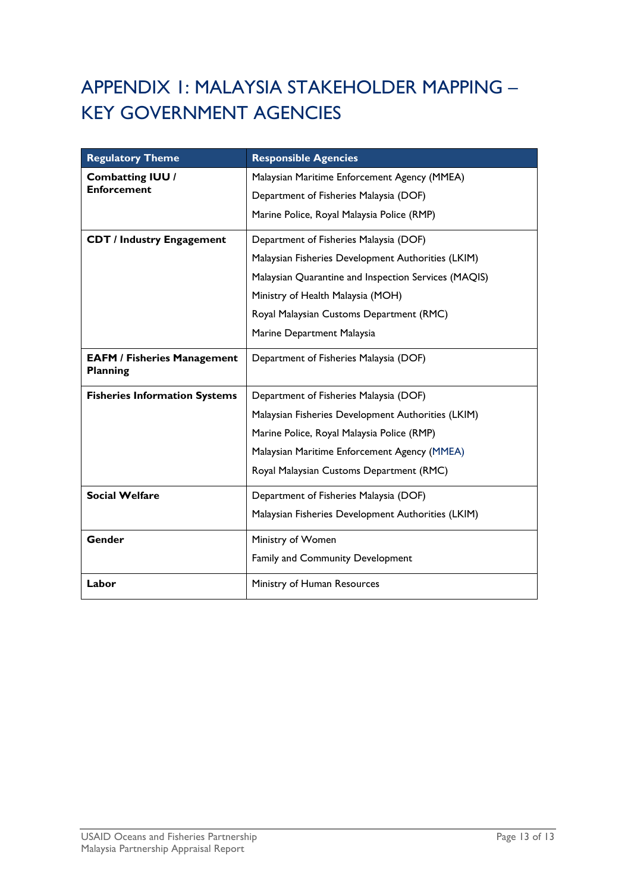# APPENDIX 1: MALAYSIA STAKEHOLDER MAPPING – KEY GOVERNMENT AGENCIES

| Regulatory Theme | Responsible Agencies |
|---|---|
| **Combatting IUU / Enforcement** | Malaysian Maritime Enforcement Agency (MMEA)<br>Department of Fisheries Malaysia (DOF)<br>Marine Police, Royal Malaysia Police (RMP) |
| **CDT / Industry Engagement** | Department of Fisheries Malaysia (DOF)<br>Malaysian Fisheries Development Authorities (LKIM)<br>Malaysian Quarantine and Inspection Services (MAQIS)<br>Ministry of Health Malaysia (MOH)<br>Royal Malaysian Customs Department (RMC)<br>Marine Department Malaysia |
| **EAFM / Fisheries Management Planning** | Department of Fisheries Malaysia (DOF) |
| **Fisheries Information Systems** | Department of Fisheries Malaysia (DOF)<br>Malaysian Fisheries Development Authorities (LKIM)<br>Marine Police, Royal Malaysia Police (RMP)<br>Malaysian Maritime Enforcement Agency (MMEA)<br>Royal Malaysian Customs Department (RMC) |
| **Social Welfare** | Department of Fisheries Malaysia (DOF)<br>Malaysian Fisheries Development Authorities (LKIM) |
| **Gender** | Ministry of Women<br>Family and Community Development |
| **Labor** | Ministry of Human Resources |